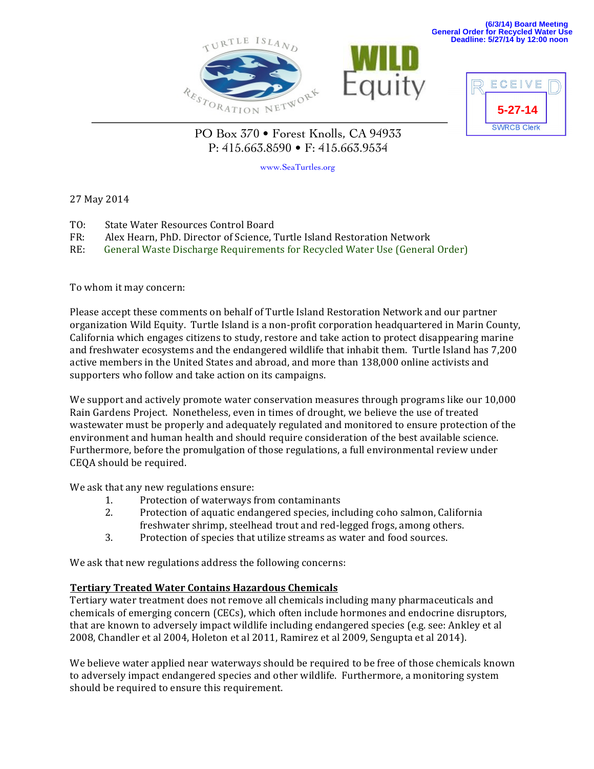(6/3/14) Board Meeting
General Order for Recycled Water Use
Deadline: 5/27/14 by 12:00 noon

TURTLE ISLAND RESTORATION NETWORK

WILD Equity

RECEIVED
5-27-14
SWRCB Clerk

PO Box 370 • Forest Knolls, CA 94933
P: 415.663.8590 • F: 415.663.9534

www.SeaTurtles.org

27 May 2014

TO: State Water Resources Control Board
FR: Alex Hearn, PhD. Director of Science, Turtle Island Restoration Network
RE: General Waste Discharge Requirements for Recycled Water Use (General Order)

To whom it may concern:

Please accept these comments on behalf of Turtle Island Restoration Network and our partner organization Wild Equity. Turtle Island is a non-profit corporation headquartered in Marin County, California which engages citizens to study, restore and take action to protect disappearing marine and freshwater ecosystems and the endangered wildlife that inhabit them. Turtle Island has 7,200 active members in the United States and abroad, and more than 138,000 online activists and supporters who follow and take action on its campaigns.

We support and actively promote water conservation measures through programs like our 10,000 Rain Gardens Project. Nonetheless, even in times of drought, we believe the use of treated wastewater must be properly and adequately regulated and monitored to ensure protection of the environment and human health and should require consideration of the best available science. Furthermore, before the promulgation of those regulations, a full environmental review under CEQA should be required.

We ask that any new regulations ensure:

1. Protection of waterways from contaminants
2. Protection of aquatic endangered species, including coho salmon, California freshwater shrimp, steelhead trout and red-legged frogs, among others.
3. Protection of species that utilize streams as water and food sources.

We ask that new regulations address the following concerns:

**Tertiary Treated Water Contains Hazardous Chemicals**

Tertiary water treatment does not remove all chemicals including many pharmaceuticals and chemicals of emerging concern (CECs), which often include hormones and endocrine disruptors, that are known to adversely impact wildlife including endangered species (e.g. see: Ankley et al 2008, Chandler et al 2004, Holeton et al 2011, Ramirez et al 2009, Sengupta et al 2014).

We believe water applied near waterways should be required to be free of those chemicals known to adversely impact endangered species and other wildlife. Furthermore, a monitoring system should be required to ensure this requirement.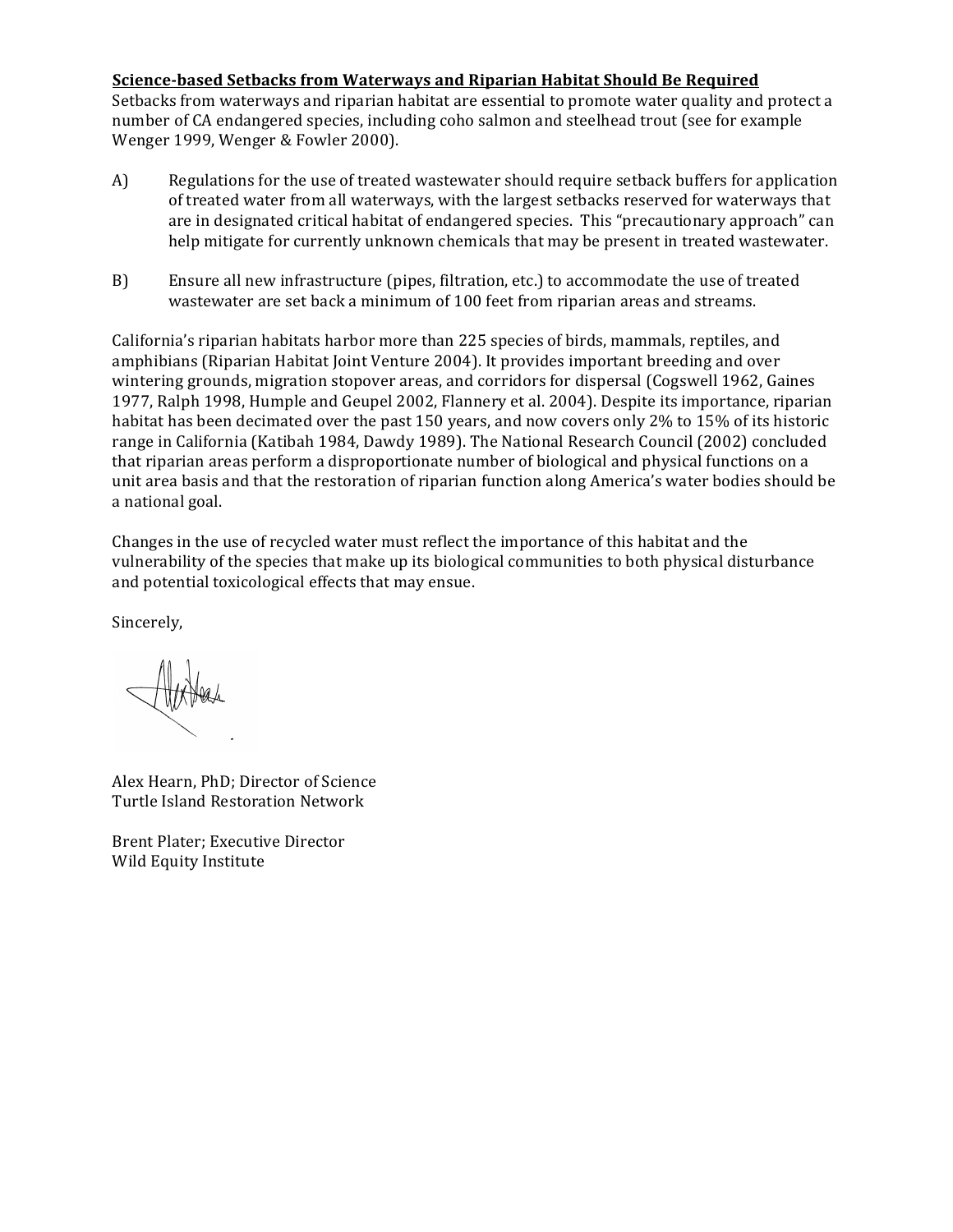**Science-based Setbacks from Waterways and Riparian Habitat Should Be Required**

Setbacks from waterways and riparian habitat are essential to promote water quality and protect a number of CA endangered species, including coho salmon and steelhead trout (see for example Wenger 1999, Wenger & Fowler 2000).

A) Regulations for the use of treated wastewater should require setback buffers for application of treated water from all waterways, with the largest setbacks reserved for waterways that are in designated critical habitat of endangered species. This "precautionary approach" can help mitigate for currently unknown chemicals that may be present in treated wastewater.

B) Ensure all new infrastructure (pipes, filtration, etc.) to accommodate the use of treated wastewater are set back a minimum of 100 feet from riparian areas and streams.

California's riparian habitats harbor more than 225 species of birds, mammals, reptiles, and amphibians (Riparian Habitat Joint Venture 2004). It provides important breeding and over wintering grounds, migration stopover areas, and corridors for dispersal (Cogswell 1962, Gaines 1977, Ralph 1998, Humple and Geupel 2002, Flannery et al. 2004). Despite its importance, riparian habitat has been decimated over the past 150 years, and now covers only 2% to 15% of its historic range in California (Katibah 1984, Dawdy 1989). The National Research Council (2002) concluded that riparian areas perform a disproportionate number of biological and physical functions on a unit area basis and that the restoration of riparian function along America's water bodies should be a national goal.

Changes in the use of recycled water must reflect the importance of this habitat and the vulnerability of the species that make up its biological communities to both physical disturbance and potential toxicological effects that may ensue.

Sincerely,

Alex Hearn, PhD; Director of Science
Turtle Island Restoration Network

Brent Plater; Executive Director
Wild Equity Institute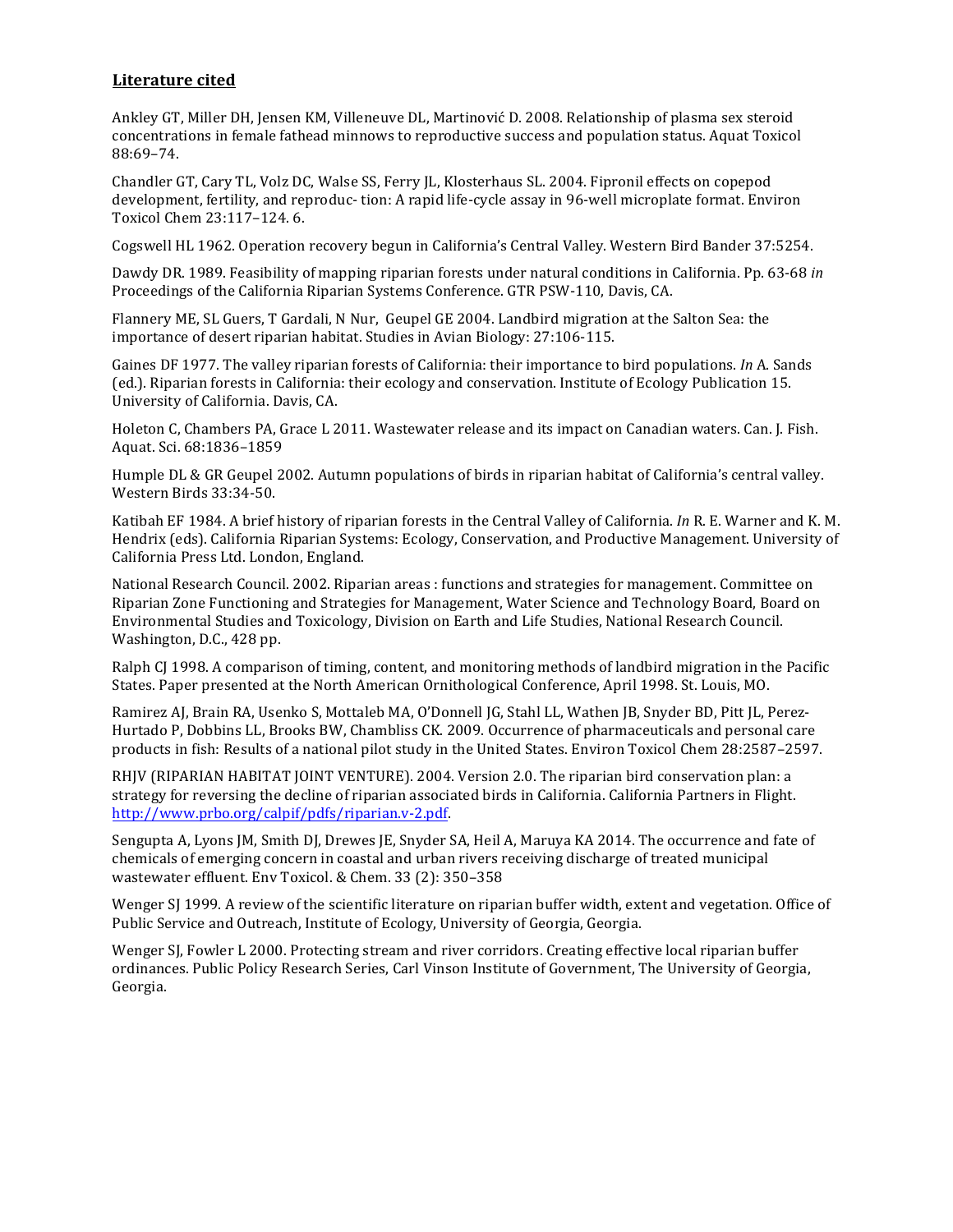## Literature cited

Ankley GT, Miller DH, Jensen KM, Villeneuve DL, Martinović D. 2008. Relationship of plasma sex steroid concentrations in female fathead minnows to reproductive success and population status. Aquat Toxicol 88:69–74.

Chandler GT, Cary TL, Volz DC, Walse SS, Ferry JL, Klosterhaus SL. 2004. Fipronil effects on copepod development, fertility, and reproduc- tion: A rapid life-cycle assay in 96-well microplate format. Environ Toxicol Chem 23:117–124. 6.

Cogswell HL 1962. Operation recovery begun in California's Central Valley. Western Bird Bander 37:5254.

Dawdy DR. 1989. Feasibility of mapping riparian forests under natural conditions in California. Pp. 63-68 *in* Proceedings of the California Riparian Systems Conference. GTR PSW-110, Davis, CA.

Flannery ME, SL Guers, T Gardali, N Nur, Geupel GE 2004. Landbird migration at the Salton Sea: the importance of desert riparian habitat. Studies in Avian Biology: 27:106-115.

Gaines DF 1977. The valley riparian forests of California: their importance to bird populations. *In* A. Sands (ed.). Riparian forests in California: their ecology and conservation. Institute of Ecology Publication 15. University of California. Davis, CA.

Holeton C, Chambers PA, Grace L 2011. Wastewater release and its impact on Canadian waters. Can. J. Fish. Aquat. Sci. 68:1836–1859

Humple DL & GR Geupel 2002. Autumn populations of birds in riparian habitat of California's central valley. Western Birds 33:34-50.

Katibah EF 1984. A brief history of riparian forests in the Central Valley of California. *In* R. E. Warner and K. M. Hendrix (eds). California Riparian Systems: Ecology, Conservation, and Productive Management. University of California Press Ltd. London, England.

National Research Council. 2002. Riparian areas : functions and strategies for management. Committee on Riparian Zone Functioning and Strategies for Management, Water Science and Technology Board, Board on Environmental Studies and Toxicology, Division on Earth and Life Studies, National Research Council. Washington, D.C., 428 pp.

Ralph CJ 1998. A comparison of timing, content, and monitoring methods of landbird migration in the Pacific States. Paper presented at the North American Ornithological Conference, April 1998. St. Louis, MO.

Ramirez AJ, Brain RA, Usenko S, Mottaleb MA, O'Donnell JG, Stahl LL, Wathen JB, Snyder BD, Pitt JL, Perez-Hurtado P, Dobbins LL, Brooks BW, Chambliss CK. 2009. Occurrence of pharmaceuticals and personal care products in fish: Results of a national pilot study in the United States. Environ Toxicol Chem 28:2587–2597.

RHJV (RIPARIAN HABITAT JOINT VENTURE). 2004. Version 2.0. The riparian bird conservation plan: a strategy for reversing the decline of riparian associated birds in California. California Partners in Flight. http://www.prbo.org/calpif/pdfs/riparian.v-2.pdf.

Sengupta A, Lyons JM, Smith DJ, Drewes JE, Snyder SA, Heil A, Maruya KA 2014. The occurrence and fate of chemicals of emerging concern in coastal and urban rivers receiving discharge of treated municipal wastewater effluent. Env Toxicol. & Chem. 33 (2): 350–358

Wenger SJ 1999. A review of the scientific literature on riparian buffer width, extent and vegetation. Office of Public Service and Outreach, Institute of Ecology, University of Georgia, Georgia.

Wenger SJ, Fowler L 2000. Protecting stream and river corridors. Creating effective local riparian buffer ordinances. Public Policy Research Series, Carl Vinson Institute of Government, The University of Georgia, Georgia.